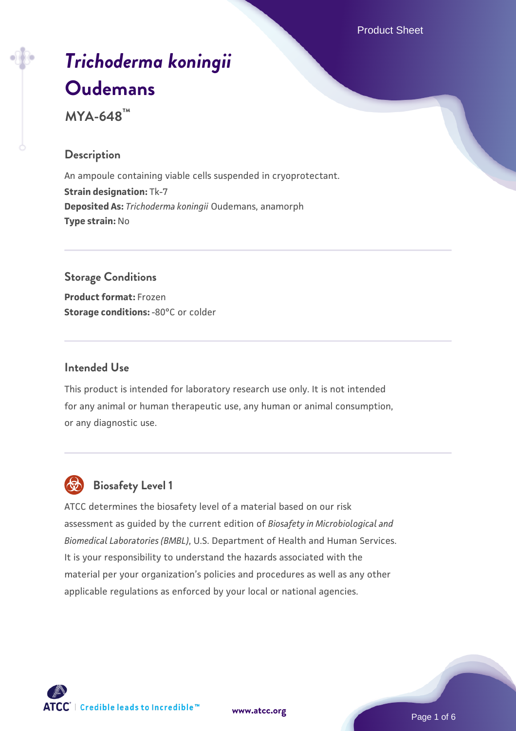# *Trichoderma koningii* Oudemans

**MYA-648™**

## Description

An ampoule containing viable cells suspended in cryoprotectant.

**Strain designation:** Tk-7

**Deposited As:** *Trichoderma koningii* Oudemans, anamorph

**Type strain:** No

## Storage Conditions

**Product format:** Frozen

**Storage conditions:** -80°C or colder

## Intended Use

This product is intended for laboratory research use only. It is not intended for any animal or human therapeutic use, any human or animal consumption, or any diagnostic use.

## Biosafety Level 1

ATCC determines the biosafety level of a material based on our risk assessment as guided by the current edition of *Biosafety in Microbiological and Biomedical Laboratories (BMBL)*, U.S. Department of Health and Human Services. It is your responsibility to understand the hazards associated with the material per your organization's policies and procedures as well as any other applicable regulations as enforced by your local or national agencies.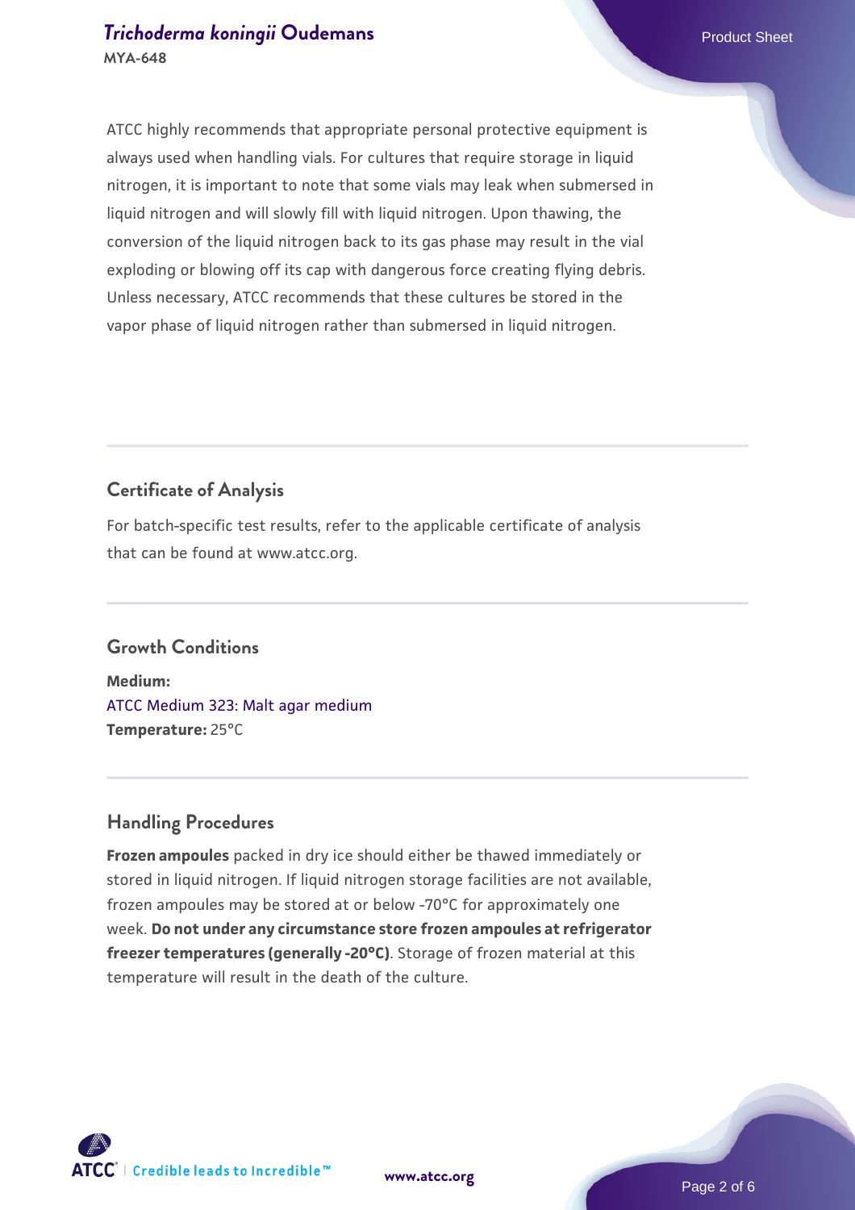ATCC highly recommends that appropriate personal protective equipment is always used when handling vials. For cultures that require storage in liquid nitrogen, it is important to note that some vials may leak when submersed in liquid nitrogen and will slowly fill with liquid nitrogen. Upon thawing, the conversion of the liquid nitrogen back to its gas phase may result in the vial exploding or blowing off its cap with dangerous force creating flying debris. Unless necessary, ATCC recommends that these cultures be stored in the vapor phase of liquid nitrogen rather than submersed in liquid nitrogen.

## Certificate of Analysis

For batch-specific test results, refer to the applicable certificate of analysis that can be found at www.atcc.org.

## Growth Conditions

**Medium:**
ATCC Medium 323: Malt agar medium
**Temperature:** 25°C

## Handling Procedures

**Frozen ampoules** packed in dry ice should either be thawed immediately or stored in liquid nitrogen. If liquid nitrogen storage facilities are not available, frozen ampoules may be stored at or below -70°C for approximately one week. **Do not under any circumstance store frozen ampoules at refrigerator freezer temperatures (generally -20°C)**. Storage of frozen material at this temperature will result in the death of the culture.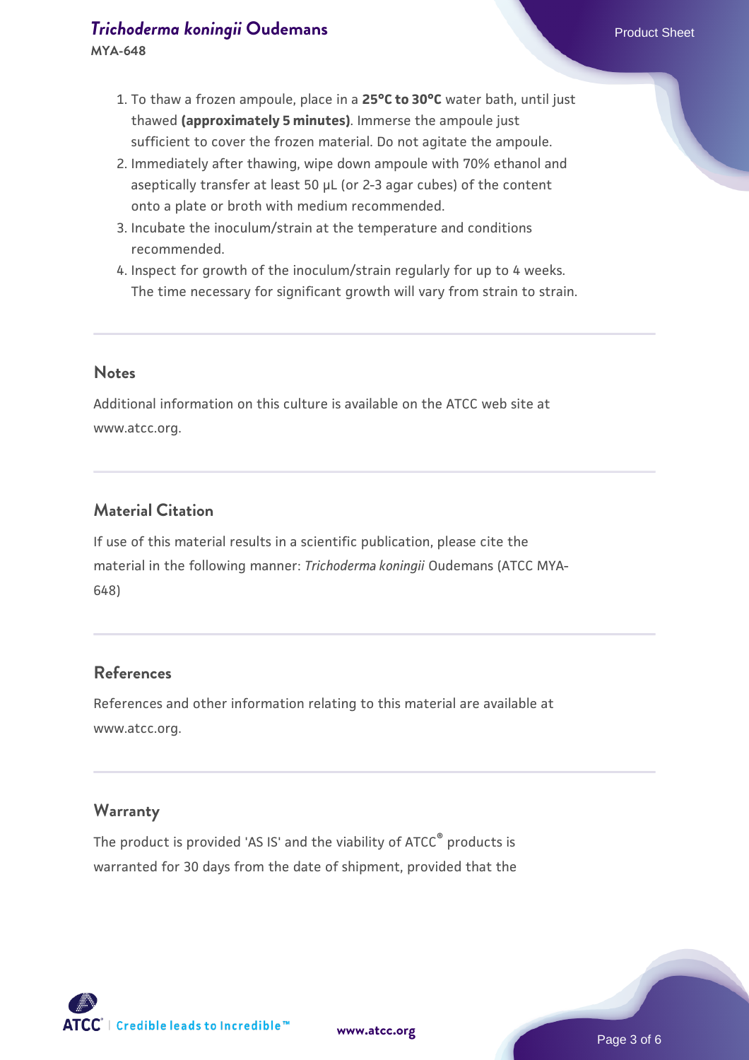1. To thaw a frozen ampoule, place in a **25°C to 30°C** water bath, until just thawed **(approximately 5 minutes)**. Immerse the ampoule just sufficient to cover the frozen material. Do not agitate the ampoule.
2. Immediately after thawing, wipe down ampoule with 70% ethanol and aseptically transfer at least 50 µL (or 2-3 agar cubes) of the content onto a plate or broth with medium recommended.
3. Incubate the inoculum/strain at the temperature and conditions recommended.
4. Inspect for growth of the inoculum/strain regularly for up to 4 weeks. The time necessary for significant growth will vary from strain to strain.

## Notes

Additional information on this culture is available on the ATCC web site at www.atcc.org.

## Material Citation

If use of this material results in a scientific publication, please cite the material in the following manner: *Trichoderma koningii* Oudemans (ATCC MYA-648)

## References

References and other information relating to this material are available at www.atcc.org.

## Warranty

The product is provided 'AS IS' and the viability of ATCC® products is warranted for 30 days from the date of shipment, provided that the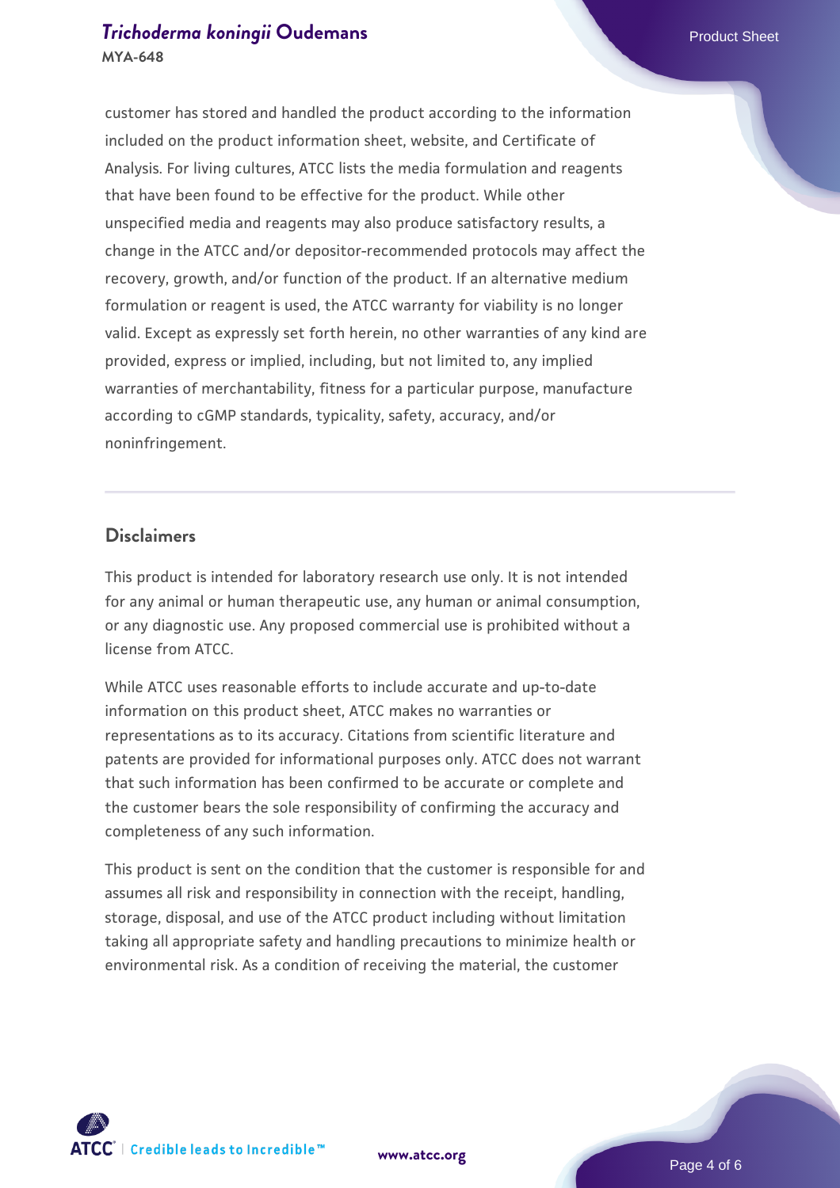customer has stored and handled the product according to the information included on the product information sheet, website, and Certificate of Analysis. For living cultures, ATCC lists the media formulation and reagents that have been found to be effective for the product. While other unspecified media and reagents may also produce satisfactory results, a change in the ATCC and/or depositor-recommended protocols may affect the recovery, growth, and/or function of the product. If an alternative medium formulation or reagent is used, the ATCC warranty for viability is no longer valid. Except as expressly set forth herein, no other warranties of any kind are provided, express or implied, including, but not limited to, any implied warranties of merchantability, fitness for a particular purpose, manufacture according to cGMP standards, typicality, safety, accuracy, and/or noninfringement.

## Disclaimers

This product is intended for laboratory research use only. It is not intended for any animal or human therapeutic use, any human or animal consumption, or any diagnostic use. Any proposed commercial use is prohibited without a license from ATCC.

While ATCC uses reasonable efforts to include accurate and up-to-date information on this product sheet, ATCC makes no warranties or representations as to its accuracy. Citations from scientific literature and patents are provided for informational purposes only. ATCC does not warrant that such information has been confirmed to be accurate or complete and the customer bears the sole responsibility of confirming the accuracy and completeness of any such information.

This product is sent on the condition that the customer is responsible for and assumes all risk and responsibility in connection with the receipt, handling, storage, disposal, and use of the ATCC product including without limitation taking all appropriate safety and handling precautions to minimize health or environmental risk. As a condition of receiving the material, the customer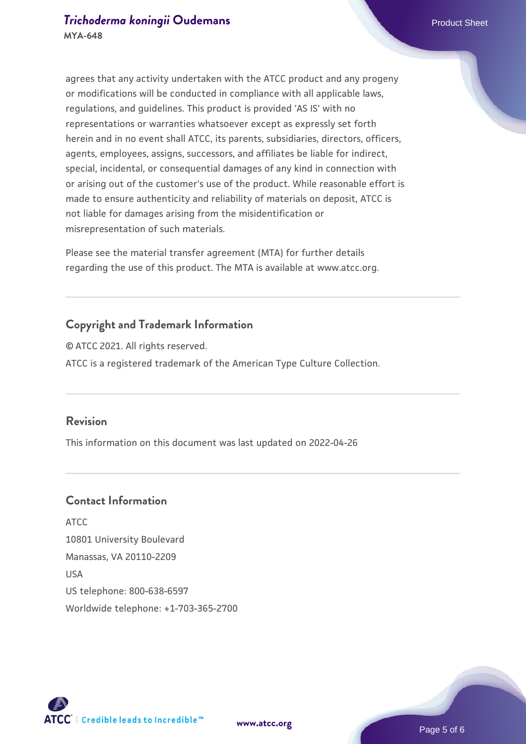agrees that any activity undertaken with the ATCC product and any progeny or modifications will be conducted in compliance with all applicable laws, regulations, and guidelines. This product is provided 'AS IS' with no representations or warranties whatsoever except as expressly set forth herein and in no event shall ATCC, its parents, subsidiaries, directors, officers, agents, employees, assigns, successors, and affiliates be liable for indirect, special, incidental, or consequential damages of any kind in connection with or arising out of the customer's use of the product. While reasonable effort is made to ensure authenticity and reliability of materials on deposit, ATCC is not liable for damages arising from the misidentification or misrepresentation of such materials.

Please see the material transfer agreement (MTA) for further details regarding the use of this product. The MTA is available at www.atcc.org.

## Copyright and Trademark Information

© ATCC 2021. All rights reserved.

ATCC is a registered trademark of the American Type Culture Collection.

## Revision

This information on this document was last updated on 2022-04-26

## Contact Information

ATCC
10801 University Boulevard
Manassas, VA 20110-2209
USA
US telephone: 800-638-6597
Worldwide telephone: +1-703-365-2700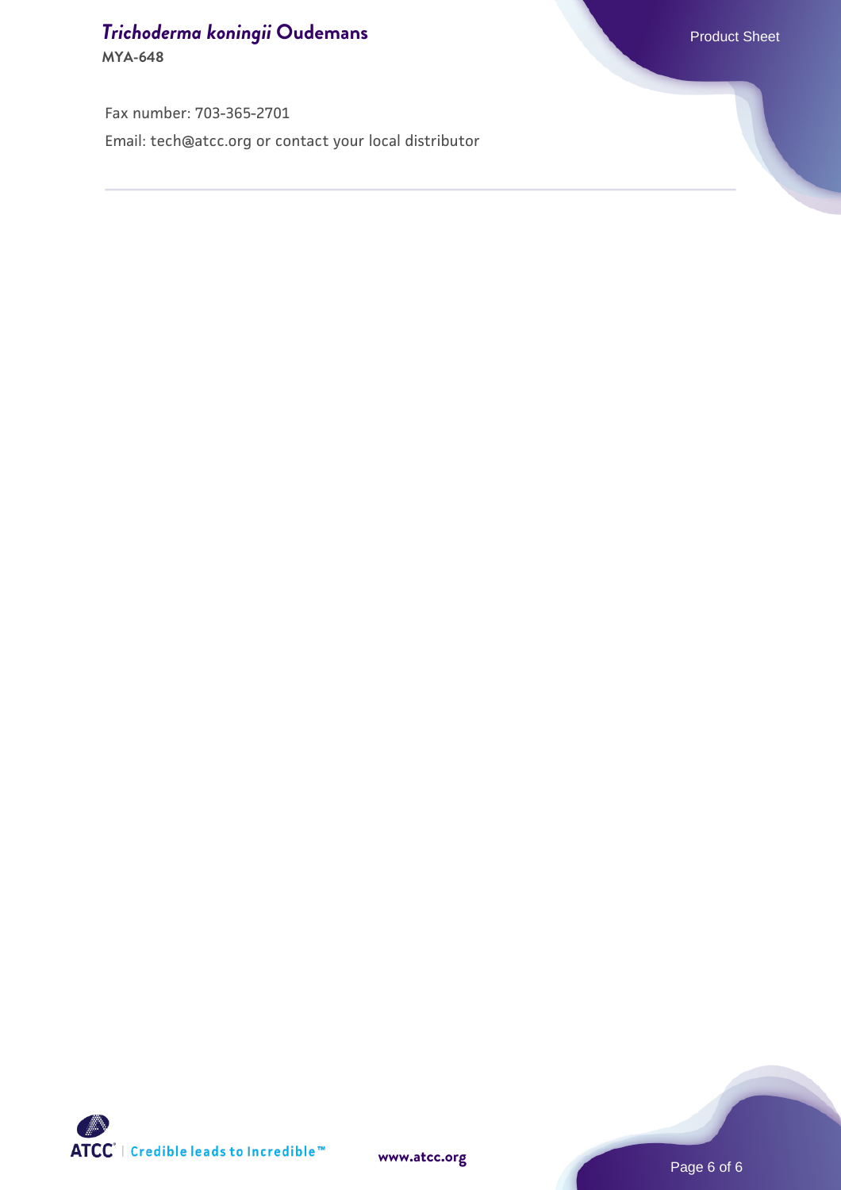Fax number: 703-365-2701

Email: tech@atcc.org or contact your local distributor